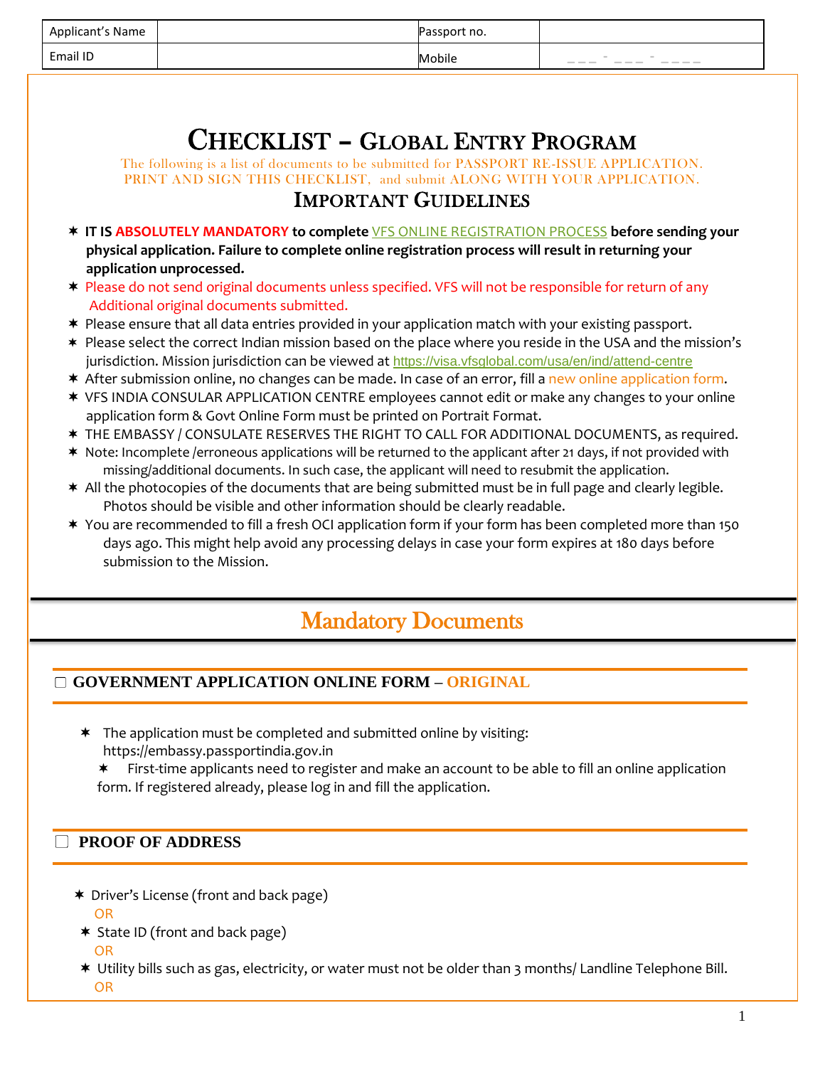| Applicant's Name | | Passport no. | |
|---|---|---|---|
| Email ID | | Mobile | ___ - ___ - ____ |

# CHECKLIST – GLOBAL ENTRY PROGRAM

The following is a list of documents to be submitted for PASSPORT RE-ISSUE APPLICATION.
PRINT AND SIGN THIS CHECKLIST, and submit ALONG WITH YOUR APPLICATION.

## IMPORTANT GUIDELINES

- **IT IS ABSOLUTELY MANDATORY to complete** VFS ONLINE REGISTRATION PROCESS **before sending your physical application. Failure to complete online registration process will result in returning your application unprocessed.**
- Please do not send original documents unless specified. VFS will not be responsible for return of any Additional original documents submitted.
- Please ensure that all data entries provided in your application match with your existing passport.
- Please select the correct Indian mission based on the place where you reside in the USA and the mission's jurisdiction. Mission jurisdiction can be viewed at https://visa.vfsglobal.com/usa/en/ind/attend-centre
- After submission online, no changes can be made. In case of an error, fill a new online application form.
- VFS INDIA CONSULAR APPLICATION CENTRE employees cannot edit or make any changes to your online application form & Govt Online Form must be printed on Portrait Format.
- THE EMBASSY / CONSULATE RESERVES THE RIGHT TO CALL FOR ADDITIONAL DOCUMENTS, as required.
- Note: Incomplete /erroneous applications will be returned to the applicant after 21 days, if not provided with missing/additional documents. In such case, the applicant will need to resubmit the application.
- All the photocopies of the documents that are being submitted must be in full page and clearly legible. Photos should be visible and other information should be clearly readable.
- You are recommended to fill a fresh OCI application form if your form has been completed more than 150 days ago. This might help avoid any processing delays in case your form expires at 180 days before submission to the Mission.

## Mandatory Documents

### ☐ GOVERNMENT APPLICATION ONLINE FORM – ORIGINAL

- The application must be completed and submitted online by visiting: https://embassy.passportindia.gov.in
  - First-time applicants need to register and make an account to be able to fill an online application form. If registered already, please log in and fill the application.

### ☐ PROOF OF ADDRESS

- Driver's License (front and back page)
  OR
- State ID (front and back page)
  OR
- Utility bills such as gas, electricity, or water must not be older than 3 months/ Landline Telephone Bill.
  OR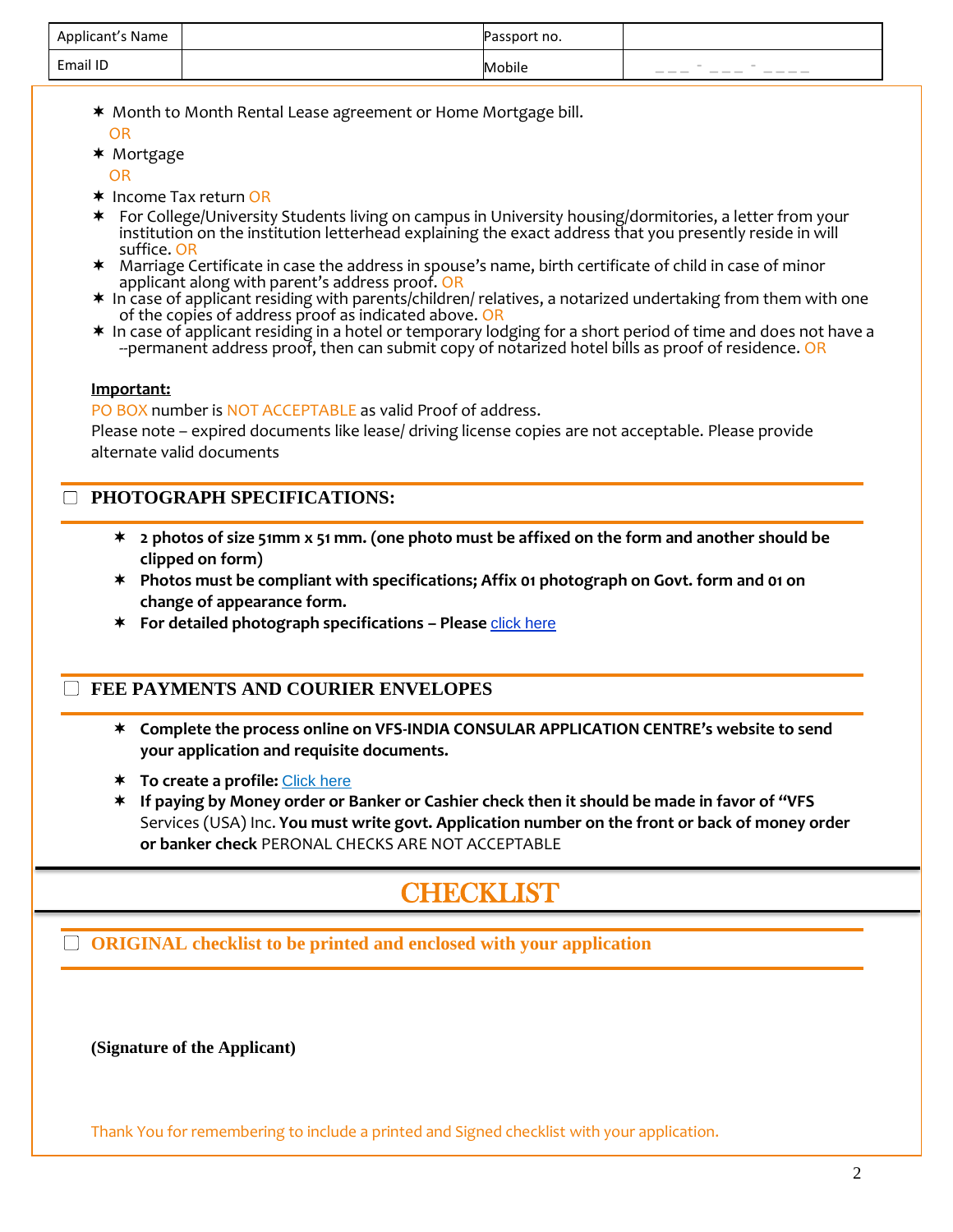| Applicant's Name | | Passport no. | |
|---|---|---|---|
| Email ID | | Mobile | ___ - ___ - ____ |

- ✶ Month to Month Rental Lease agreement or Home Mortgage bill.
  OR
- ✶ Mortgage
  OR
- ✶ Income Tax return OR
- ✶ For College/University Students living on campus in University housing/dormitories, a letter from your institution on the institution letterhead explaining the exact address that you presently reside in will suffice. OR
- ✶ Marriage Certificate in case the address in spouse's name, birth certificate of child in case of minor applicant along with parent's address proof. OR
- ✶ In case of applicant residing with parents/children/ relatives, a notarized undertaking from them with one of the copies of address proof as indicated above. OR
- ✶ In case of applicant residing in a hotel or temporary lodging for a short period of time and does not have a --permanent address proof, then can submit copy of notarized hotel bills as proof of residence. OR

**Important:**

PO BOX number is NOT ACCEPTABLE as valid Proof of address.

Please note – expired documents like lease/ driving license copies are not acceptable. Please provide alternate valid documents

## ☐ PHOTOGRAPH SPECIFICATIONS:

- ✶ **2 photos of size 51mm x 51 mm. (one photo must be affixed on the form and another should be clipped on form)**
- ✶ **Photos must be compliant with specifications; Affix 01 photograph on Govt. form and 01 on change of appearance form.**
- ✶ **For detailed photograph specifications – Please** click here

## ☐ FEE PAYMENTS AND COURIER ENVELOPES

- ✶ **Complete the process online on VFS-INDIA CONSULAR APPLICATION CENTRE's website to send your application and requisite documents.**
- ✶ **To create a profile:** Click here
- ✶ **If paying by Money order or Banker or Cashier check then it should be made in favor of "VFS** Services (USA) Inc. **You must write govt. Application number on the front or back of money order or banker check** PERONAL CHECKS ARE NOT ACCEPTABLE

# CHECKLIST

## ☐ ORIGINAL checklist to be printed and enclosed with your application

**(Signature of the Applicant)**

Thank You for remembering to include a printed and Signed checklist with your application.